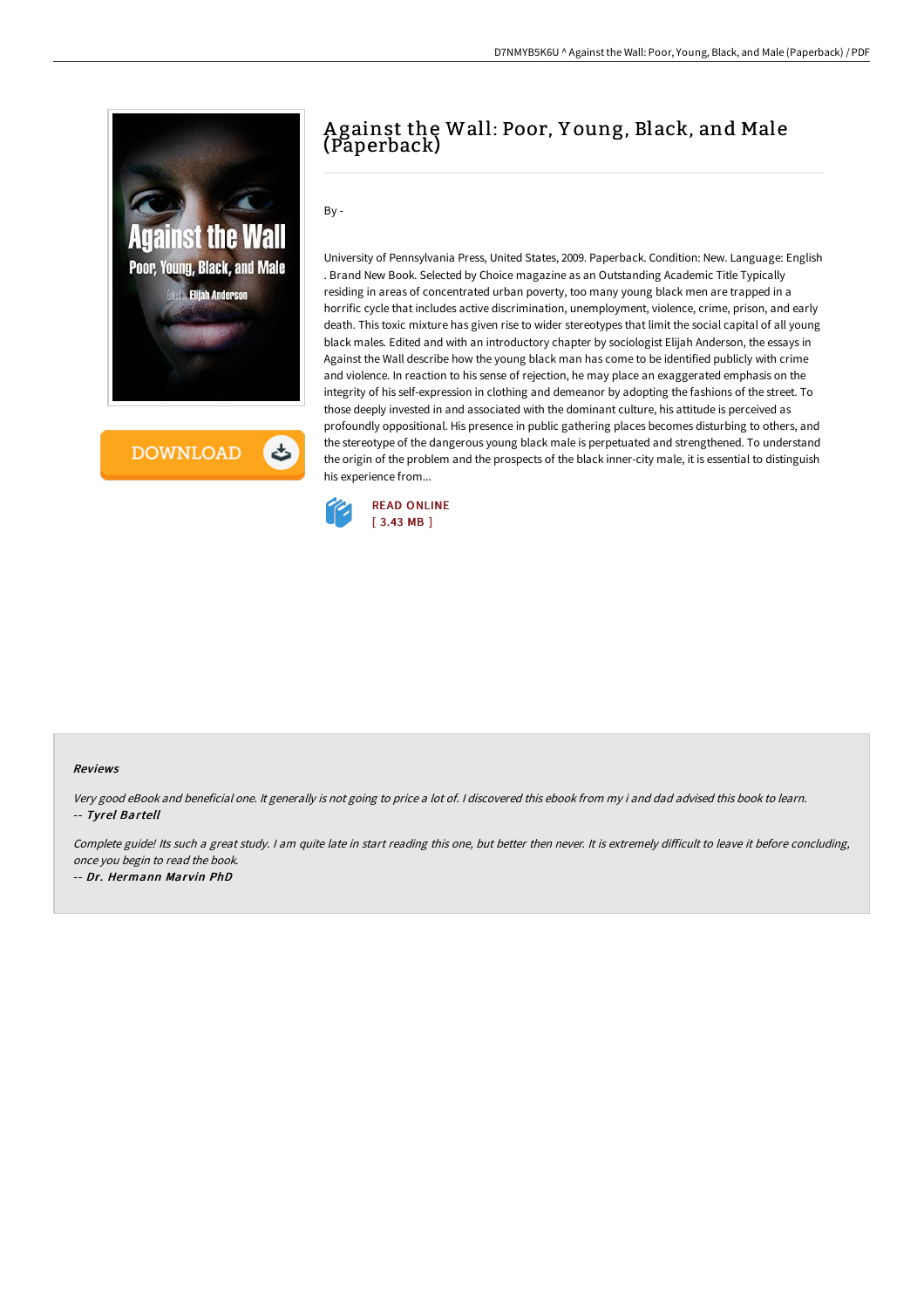# Against the Wall: Poor, Young, Black, and Male (Paperback)

By -

University of Pennsylvania Press, United States, 2009. Paperback. Condition: New. Language: English . Brand New Book. Selected by Choice magazine as an Outstanding Academic Title Typically residing in areas of concentrated urban poverty, too many young black men are trapped in a horrific cycle that includes active discrimination, unemployment, violence, crime, prison, and early death. This toxic mixture has given rise to wider stereotypes that limit the social capital of all young black males. Edited and with an introductory chapter by sociologist Elijah Anderson, the essays in Against the Wall describe how the young black man has come to be identified publicly with crime and violence. In reaction to his sense of rejection, he may place an exaggerated emphasis on the integrity of his self-expression in clothing and demeanor by adopting the fashions of the street. To those deeply invested in and associated with the dominant culture, his attitude is perceived as profoundly oppositional. His presence in public gathering places becomes disturbing to others, and the stereotype of the dangerous young black male is perpetuated and strengthened. To understand the origin of the problem and the prospects of the black inner-city male, it is essential to distinguish his experience from...

READ ONLINE
[ 3.43 MB ]

#### Reviews

*Very good eBook and beneficial one. It generally is not going to price a lot of. I discovered this ebook from my i and dad advised this book to learn.*
-- ***Tyrel Bartell***

*Complete guide! Its such a great study. I am quite late in start reading this one, but better then never. It is extremely difficult to leave it before concluding, once you begin to read the book.*
-- ***Dr. Hermann Marvin PhD***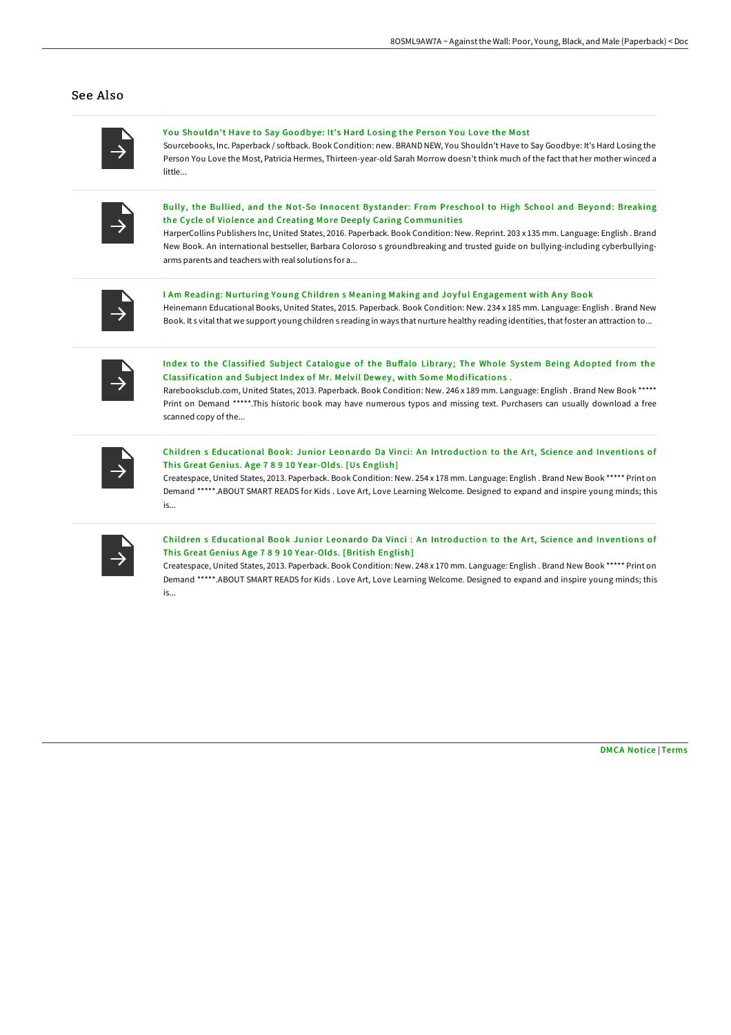## See Also

### You Shouldn't Have to Say Goodbye: It's Hard Losing the Person You Love the Most

Sourcebooks, Inc. Paperback / softback. Book Condition: new. BRAND NEW, You Shouldn't Have to Say Goodbye: It's Hard Losing the Person You Love the Most, Patricia Hermes, Thirteen-year-old Sarah Morrow doesn't think much of the fact that her mother winced a little...

### Bully, the Bullied, and the Not-So Innocent Bystander: From Preschool to High School and Beyond: Breaking the Cycle of Violence and Creating More Deeply Caring Communities

HarperCollins Publishers Inc, United States, 2016. Paperback. Book Condition: New. Reprint. 203 x 135 mm. Language: English . Brand New Book. An international bestseller, Barbara Coloroso s groundbreaking and trusted guide on bullying-including cyberbullying-arms parents and teachers with real solutions for a...

### I Am Reading: Nurturing Young Children s Meaning Making and Joyful Engagement with Any Book

Heinemann Educational Books, United States, 2015. Paperback. Book Condition: New. 234 x 185 mm. Language: English . Brand New Book. It s vital that we support young children s reading in ways that nurture healthy reading identities, that foster an attraction to...

### Index to the Classified Subject Catalogue of the Buffalo Library; The Whole System Being Adopted from the Classification and Subject Index of Mr. Melvil Dewey, with Some Modifications .

Rarebooksclub.com, United States, 2013. Paperback. Book Condition: New. 246 x 189 mm. Language: English . Brand New Book ***** Print on Demand *****.This historic book may have numerous typos and missing text. Purchasers can usually download a free scanned copy of the...

### Children s Educational Book: Junior Leonardo Da Vinci: An Introduction to the Art, Science and Inventions of This Great Genius. Age 7 8 9 10 Year-Olds. [Us English]

Createspace, United States, 2013. Paperback. Book Condition: New. 254 x 178 mm. Language: English . Brand New Book ***** Print on Demand *****.ABOUT SMART READS for Kids . Love Art, Love Learning Welcome. Designed to expand and inspire young minds; this is...

### Children s Educational Book Junior Leonardo Da Vinci : An Introduction to the Art, Science and Inventions of This Great Genius Age 7 8 9 10 Year-Olds. [British English]

Createspace, United States, 2013. Paperback. Book Condition: New. 248 x 170 mm. Language: English . Brand New Book ***** Print on Demand *****.ABOUT SMART READS for Kids . Love Art, Love Learning Welcome. Designed to expand and inspire young minds; this is...